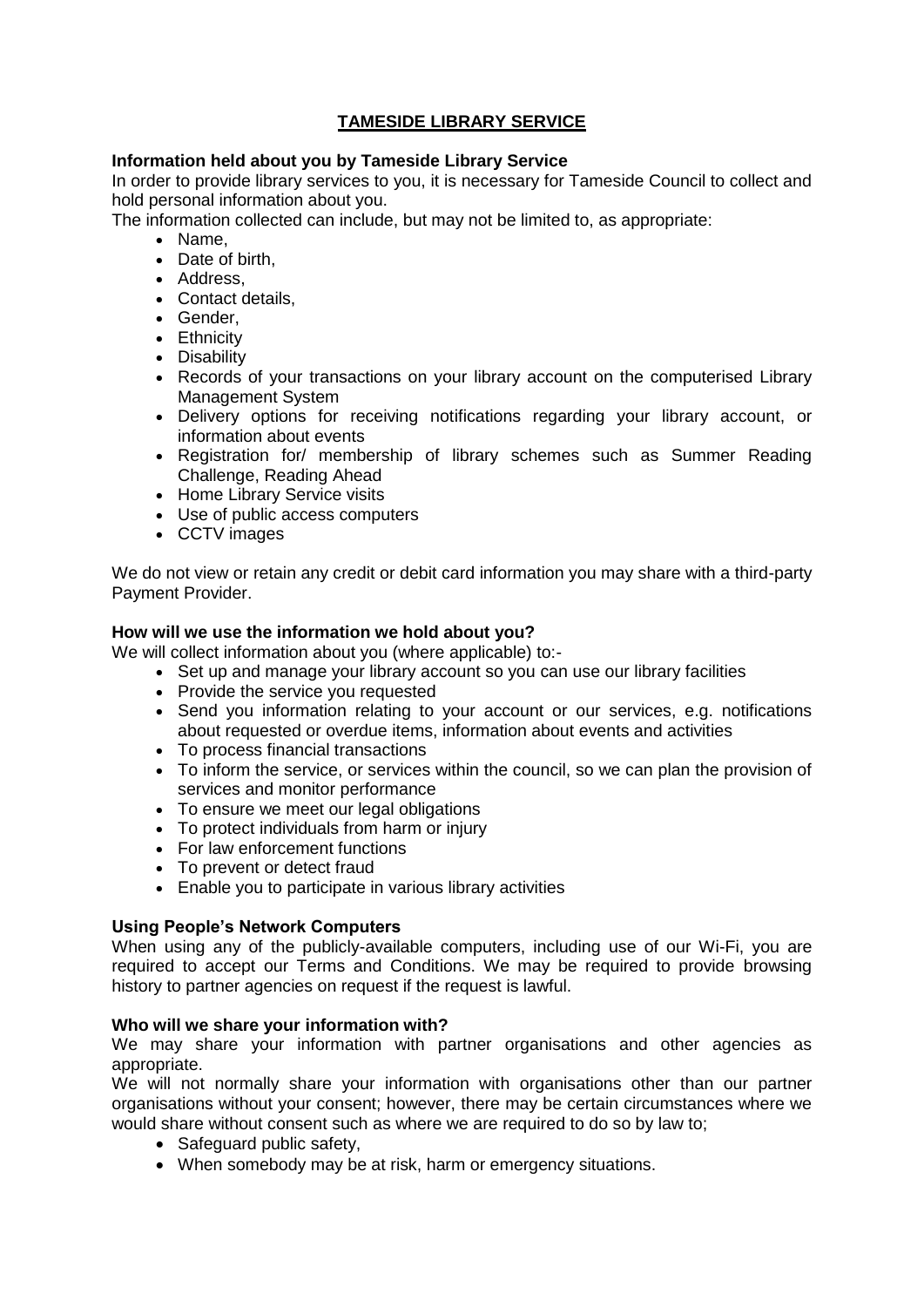# TAMESIDE LIBRARY SERVICE

**Information held about you by Tameside Library Service**

In order to provide library services to you, it is necessary for Tameside Council to collect and hold personal information about you.

The information collected can include, but may not be limited to, as appropriate:

- Name,
- Date of birth,
- Address,
- Contact details,
- Gender,
- Ethnicity
- Disability
- Records of your transactions on your library account on the computerised Library Management System
- Delivery options for receiving notifications regarding your library account, or information about events
- Registration for/ membership of library schemes such as Summer Reading Challenge, Reading Ahead
- Home Library Service visits
- Use of public access computers
- CCTV images

We do not view or retain any credit or debit card information you may share with a third-party Payment Provider.

**How will we use the information we hold about you?**

We will collect information about you (where applicable) to:-

- Set up and manage your library account so you can use our library facilities
- Provide the service you requested
- Send you information relating to your account or our services, e.g. notifications about requested or overdue items, information about events and activities
- To process financial transactions
- To inform the service, or services within the council, so we can plan the provision of services and monitor performance
- To ensure we meet our legal obligations
- To protect individuals from harm or injury
- For law enforcement functions
- To prevent or detect fraud
- Enable you to participate in various library activities

**Using People's Network Computers**

When using any of the publicly-available computers, including use of our Wi-Fi, you are required to accept our Terms and Conditions. We may be required to provide browsing history to partner agencies on request if the request is lawful.

**Who will we share your information with?**

We may share your information with partner organisations and other agencies as appropriate.

We will not normally share your information with organisations other than our partner organisations without your consent; however, there may be certain circumstances where we would share without consent such as where we are required to do so by law to;

- Safeguard public safety,
- When somebody may be at risk, harm or emergency situations.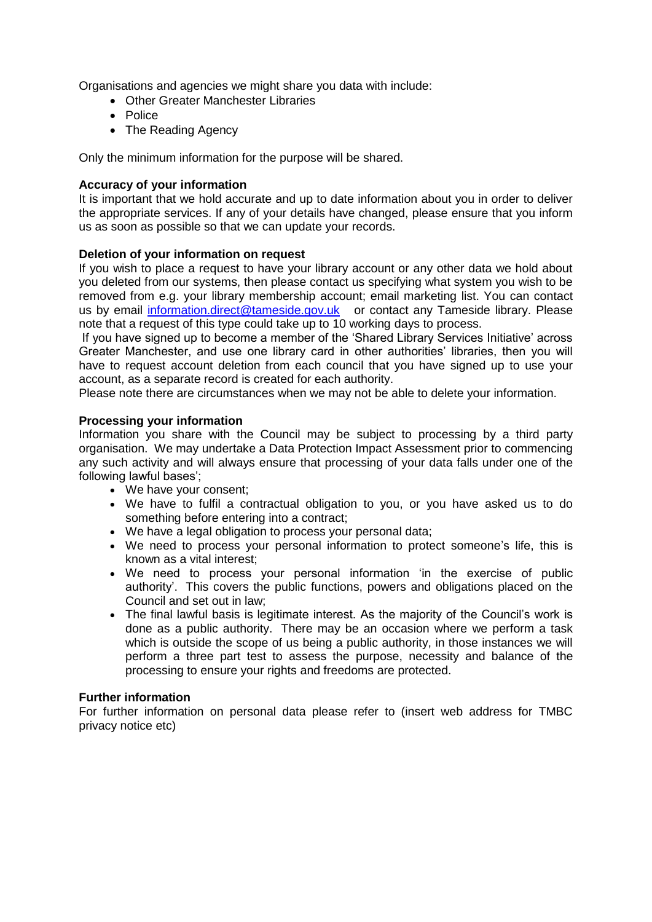Organisations and agencies we might share you data with include:

- Other Greater Manchester Libraries
- Police
- The Reading Agency

Only the minimum information for the purpose will be shared.

**Accuracy of your information**

It is important that we hold accurate and up to date information about you in order to deliver the appropriate services. If any of your details have changed, please ensure that you inform us as soon as possible so that we can update your records.

**Deletion of your information on request**

If you wish to place a request to have your library account or any other data we hold about you deleted from our systems, then please contact us specifying what system you wish to be removed from e.g. your library membership account; email marketing list. You can contact us by email information.direct@tameside.gov.uk or contact any Tameside library. Please note that a request of this type could take up to 10 working days to process.

If you have signed up to become a member of the 'Shared Library Services Initiative' across Greater Manchester, and use one library card in other authorities' libraries, then you will have to request account deletion from each council that you have signed up to use your account, as a separate record is created for each authority.

Please note there are circumstances when we may not be able to delete your information.

**Processing your information**

Information you share with the Council may be subject to processing by a third party organisation. We may undertake a Data Protection Impact Assessment prior to commencing any such activity and will always ensure that processing of your data falls under one of the following lawful bases';

- We have your consent;
- We have to fulfil a contractual obligation to you, or you have asked us to do something before entering into a contract;
- We have a legal obligation to process your personal data;
- We need to process your personal information to protect someone's life, this is known as a vital interest;
- We need to process your personal information 'in the exercise of public authority'. This covers the public functions, powers and obligations placed on the Council and set out in law;
- The final lawful basis is legitimate interest. As the majority of the Council's work is done as a public authority. There may be an occasion where we perform a task which is outside the scope of us being a public authority, in those instances we will perform a three part test to assess the purpose, necessity and balance of the processing to ensure your rights and freedoms are protected.

**Further information**

For further information on personal data please refer to (insert web address for TMBC privacy notice etc)